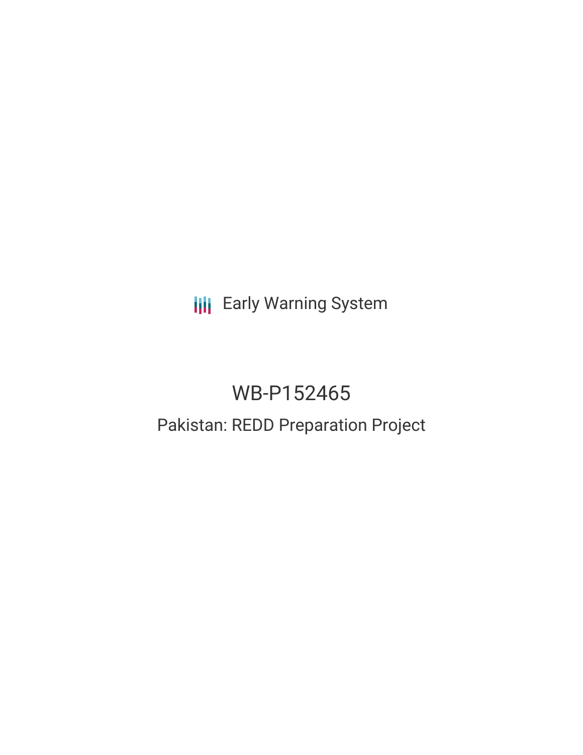Early Warning System

# WB-P152465

## Pakistan: REDD Preparation Project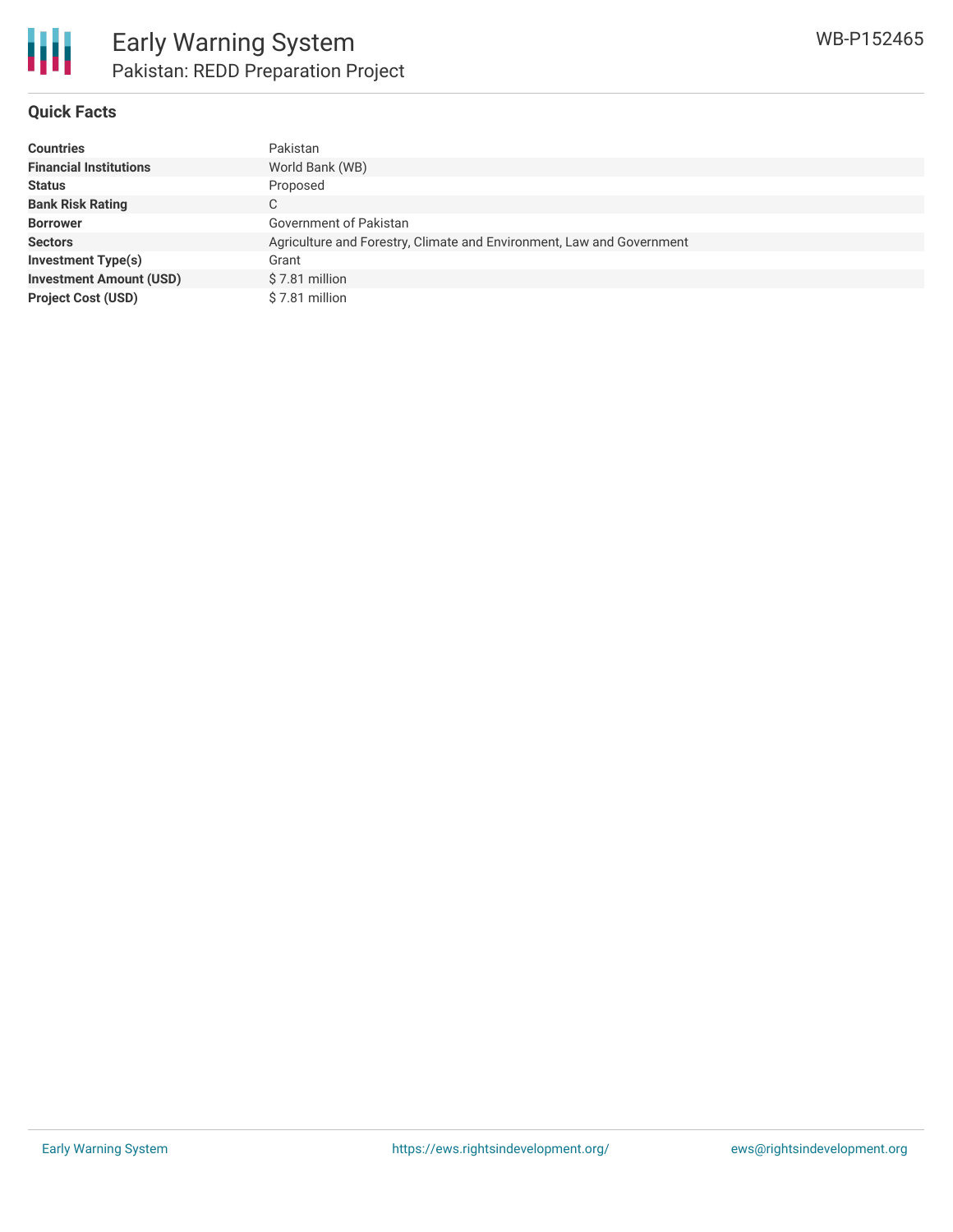# Early Warning System

## Pakistan: REDD Preparation Project

WB-P152465

### Quick Facts

| | |
|---|---|
| **Countries** | Pakistan |
| **Financial Institutions** | World Bank (WB) |
| **Status** | Proposed |
| **Bank Risk Rating** | C |
| **Borrower** | Government of Pakistan |
| **Sectors** | Agriculture and Forestry, Climate and Environment, Law and Government |
| **Investment Type(s)** | Grant |
| **Investment Amount (USD)** | $ 7.81 million |
| **Project Cost (USD)** | $ 7.81 million |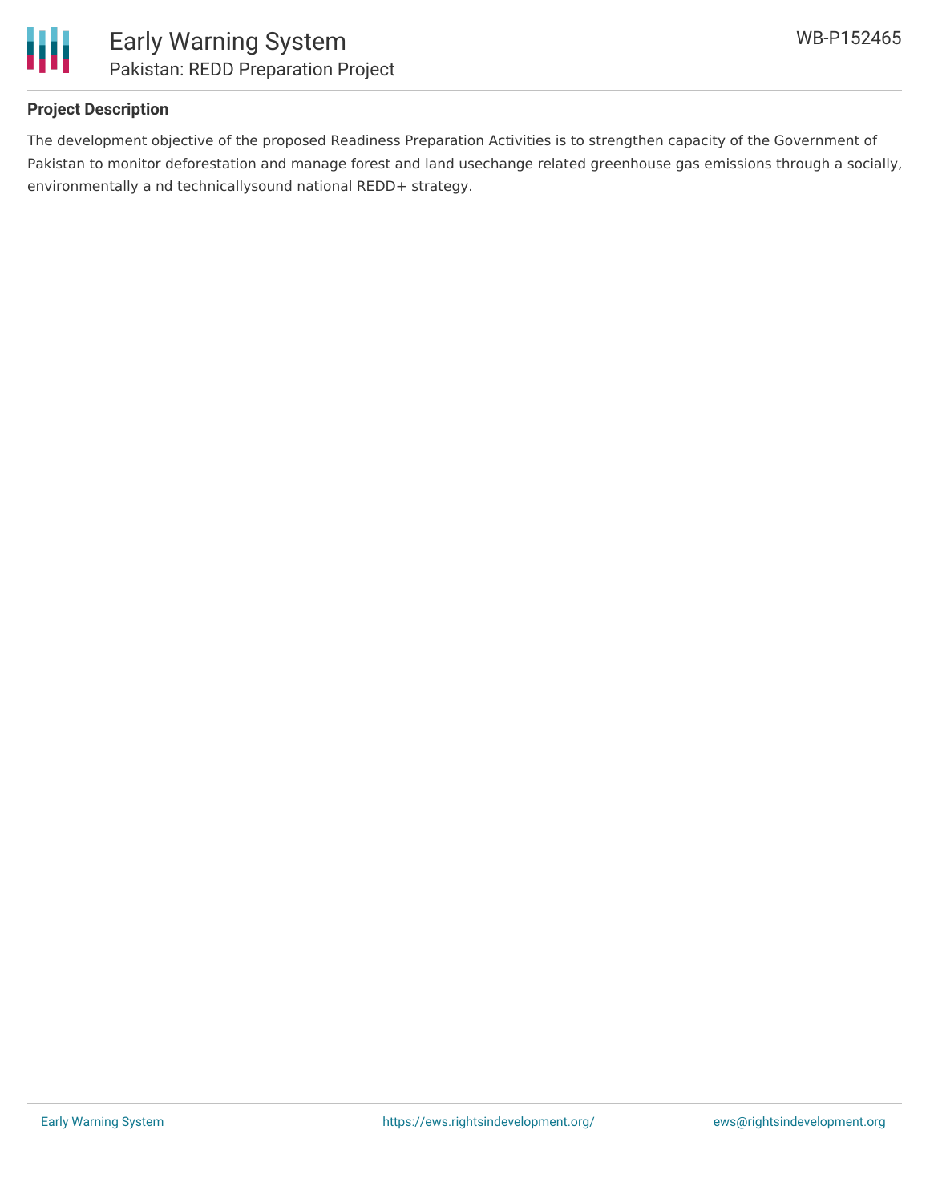## Project Description

The development objective of the proposed Readiness Preparation Activities is to strengthen capacity of the Government of Pakistan to monitor deforestation and manage forest and land usechange related greenhouse gas emissions through a socially, environmentally a nd technicallysound national REDD+ strategy.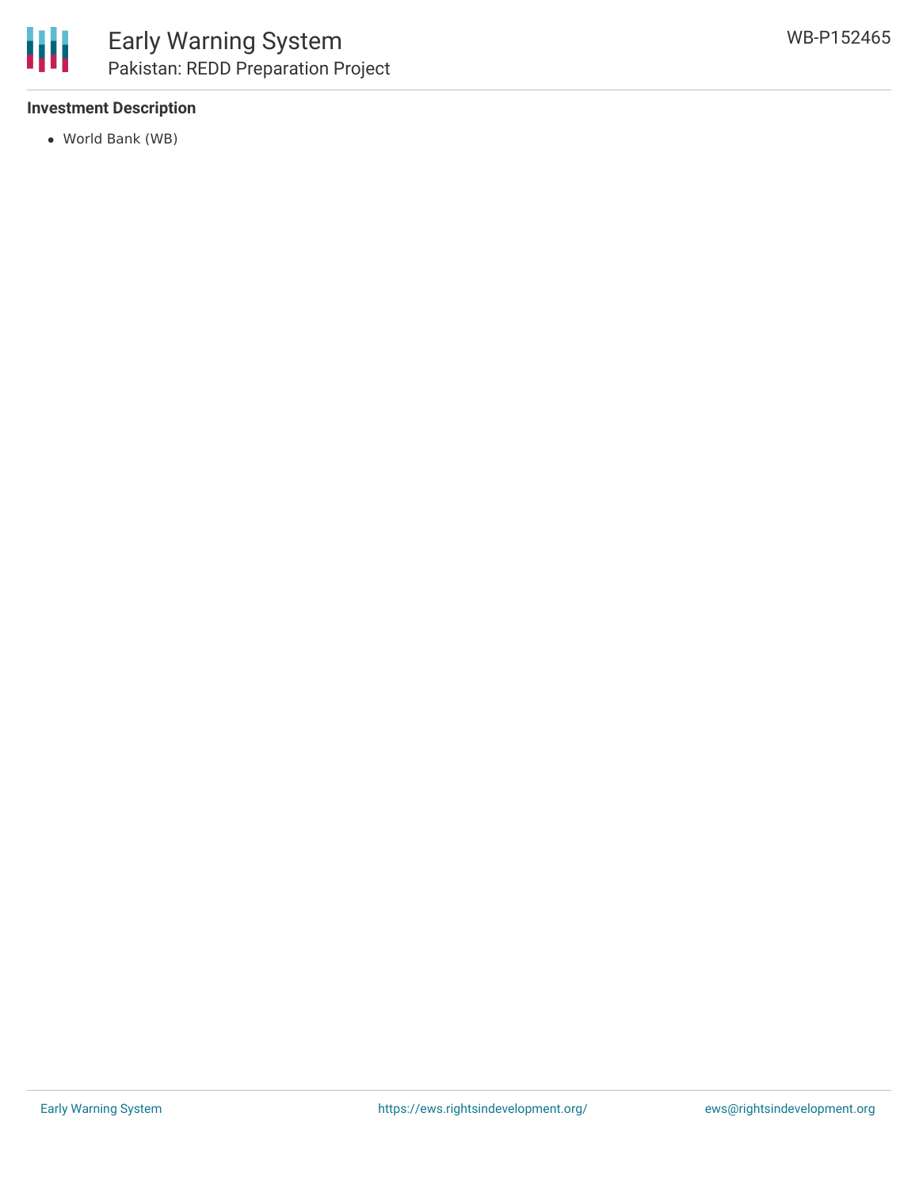**Investment Description**

- World Bank (WB)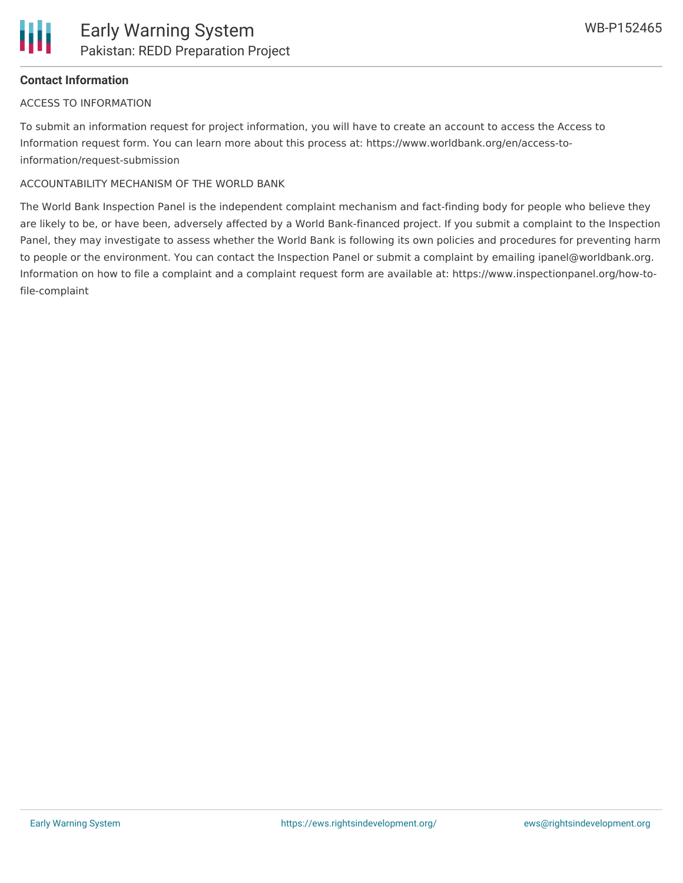## Contact Information

ACCESS TO INFORMATION

To submit an information request for project information, you will have to create an account to access the Access to Information request form. You can learn more about this process at: https://www.worldbank.org/en/access-to-information/request-submission

ACCOUNTABILITY MECHANISM OF THE WORLD BANK

The World Bank Inspection Panel is the independent complaint mechanism and fact-finding body for people who believe they are likely to be, or have been, adversely affected by a World Bank-financed project. If you submit a complaint to the Inspection Panel, they may investigate to assess whether the World Bank is following its own policies and procedures for preventing harm to people or the environment. You can contact the Inspection Panel or submit a complaint by emailing ipanel@worldbank.org. Information on how to file a complaint and a complaint request form are available at: https://www.inspectionpanel.org/how-to-file-complaint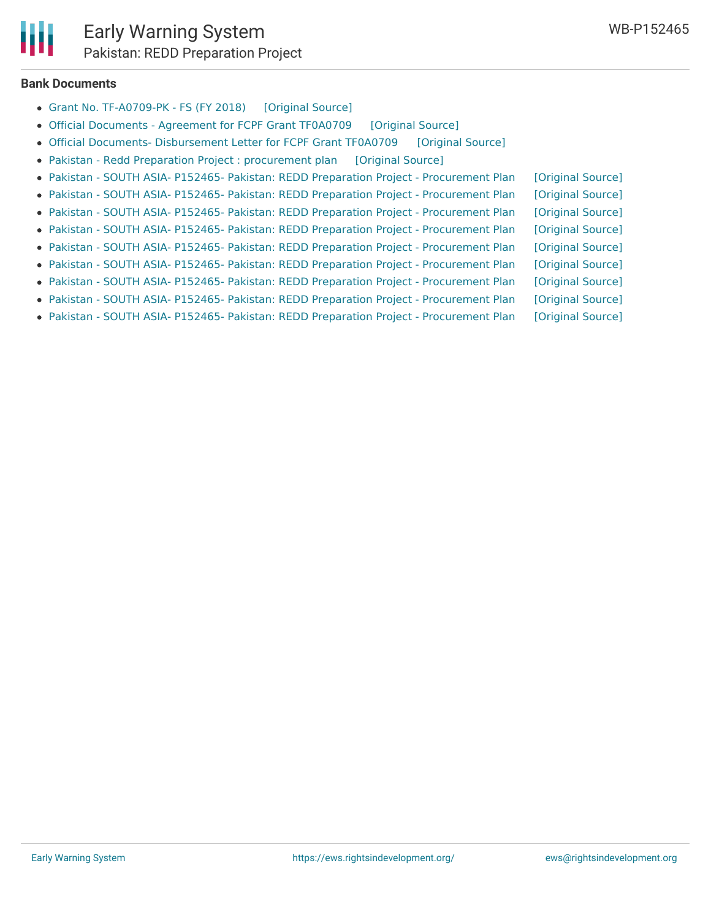**Bank Documents**

- Grant No. TF-A0709-PK - FS (FY 2018) [Original Source]
- Official Documents - Agreement for FCPF Grant TF0A0709 [Original Source]
- Official Documents- Disbursement Letter for FCPF Grant TF0A0709 [Original Source]
- Pakistan - Redd Preparation Project : procurement plan [Original Source]
- Pakistan - SOUTH ASIA- P152465- Pakistan: REDD Preparation Project - Procurement Plan [Original Source]
- Pakistan - SOUTH ASIA- P152465- Pakistan: REDD Preparation Project - Procurement Plan [Original Source]
- Pakistan - SOUTH ASIA- P152465- Pakistan: REDD Preparation Project - Procurement Plan [Original Source]
- Pakistan - SOUTH ASIA- P152465- Pakistan: REDD Preparation Project - Procurement Plan [Original Source]
- Pakistan - SOUTH ASIA- P152465- Pakistan: REDD Preparation Project - Procurement Plan [Original Source]
- Pakistan - SOUTH ASIA- P152465- Pakistan: REDD Preparation Project - Procurement Plan [Original Source]
- Pakistan - SOUTH ASIA- P152465- Pakistan: REDD Preparation Project - Procurement Plan [Original Source]
- Pakistan - SOUTH ASIA- P152465- Pakistan: REDD Preparation Project - Procurement Plan [Original Source]
- Pakistan - SOUTH ASIA- P152465- Pakistan: REDD Preparation Project - Procurement Plan [Original Source]